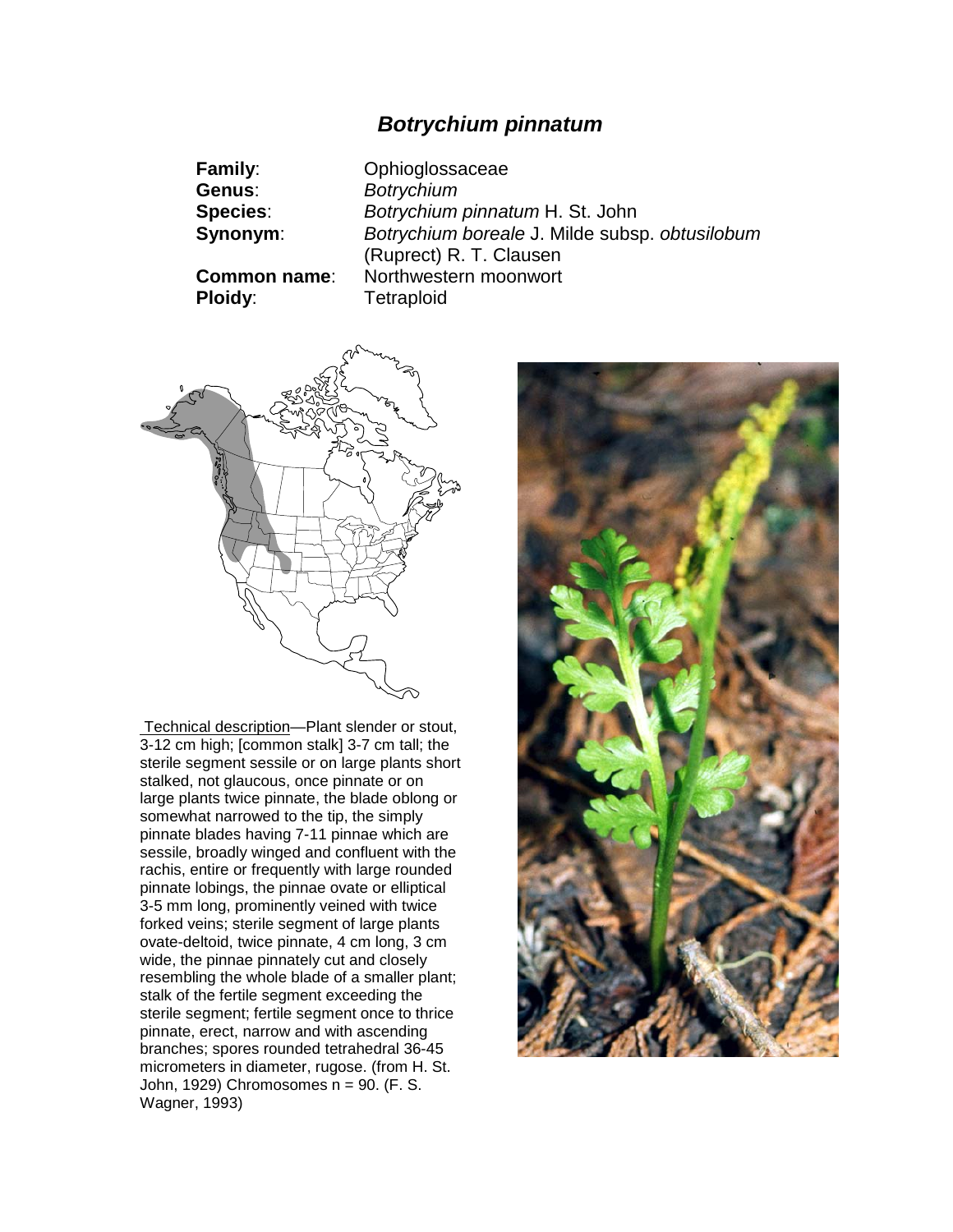# *Botrychium pinnatum*

**Family**: Ophioglossaceae
**Genus**: *Botrychium*
**Species**: *Botrychium pinnatum* H. St. John
**Synonym**: *Botrychium boreale* J. Milde subsp. *obtusilobum* (Ruprect) R. T. Clausen
**Common name**: Northwestern moonwort
**Ploidy**: Tetraploid

Technical description—Plant slender or stout, 3-12 cm high; [common stalk] 3-7 cm tall; the sterile segment sessile or on large plants short stalked, not glaucous, once pinnate or on large plants twice pinnate, the blade oblong or somewhat narrowed to the tip, the simply pinnate blades having 7-11 pinnae which are sessile, broadly winged and confluent with the rachis, entire or frequently with large rounded pinnate lobings, the pinnae ovate or elliptical 3-5 mm long, prominently veined with twice forked veins; sterile segment of large plants ovate-deltoid, twice pinnate, 4 cm long, 3 cm wide, the pinnae pinnately cut and closely resembling the whole blade of a smaller plant; stalk of the fertile segment exceeding the sterile segment; fertile segment once to thrice pinnate, erect, narrow and with ascending branches; spores rounded tetrahedral 36-45 micrometers in diameter, rugose. (from H. St. John, 1929) Chromosomes n = 90. (F. S. Wagner, 1993)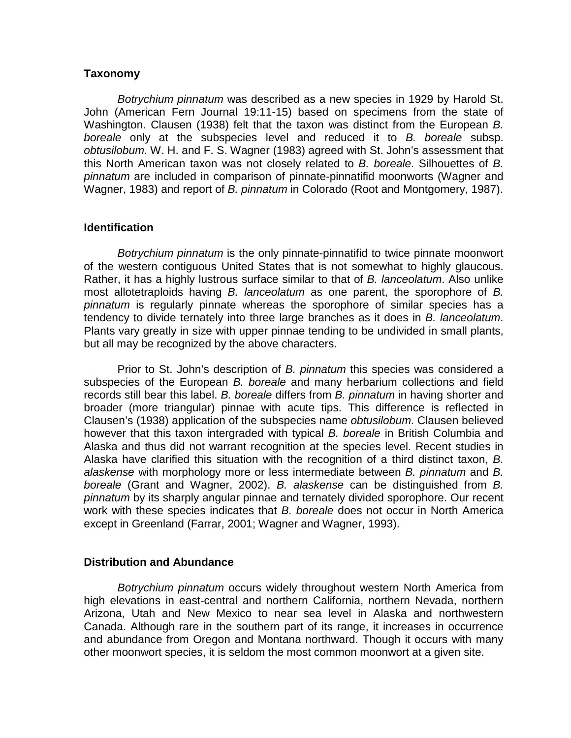## Taxonomy

*Botrychium pinnatum* was described as a new species in 1929 by Harold St. John (American Fern Journal 19:11-15) based on specimens from the state of Washington. Clausen (1938) felt that the taxon was distinct from the European *B. boreale* only at the subspecies level and reduced it to *B. boreale* subsp. *obtusilobum*. W. H. and F. S. Wagner (1983) agreed with St. John's assessment that this North American taxon was not closely related to *B. boreale*. Silhouettes of *B. pinnatum* are included in comparison of pinnate-pinnatifid moonworts (Wagner and Wagner, 1983) and report of *B. pinnatum* in Colorado (Root and Montgomery, 1987).

## Identification

*Botrychium pinnatum* is the only pinnate-pinnatifid to twice pinnate moonwort of the western contiguous United States that is not somewhat to highly glaucous. Rather, it has a highly lustrous surface similar to that of *B. lanceolatum*. Also unlike most allotetraploids having *B. lanceolatum* as one parent, the sporophore of *B. pinnatum* is regularly pinnate whereas the sporophore of similar species has a tendency to divide ternately into three large branches as it does in *B. lanceolatum*. Plants vary greatly in size with upper pinnae tending to be undivided in small plants, but all may be recognized by the above characters.

Prior to St. John's description of *B. pinnatum* this species was considered a subspecies of the European *B. boreale* and many herbarium collections and field records still bear this label. *B. boreale* differs from *B. pinnatum* in having shorter and broader (more triangular) pinnae with acute tips. This difference is reflected in Clausen's (1938) application of the subspecies name *obtusilobum*. Clausen believed however that this taxon intergraded with typical *B. boreale* in British Columbia and Alaska and thus did not warrant recognition at the species level. Recent studies in Alaska have clarified this situation with the recognition of a third distinct taxon, *B. alaskense* with morphology more or less intermediate between *B. pinnatum* and *B. boreale* (Grant and Wagner, 2002). *B. alaskense* can be distinguished from *B. pinnatum* by its sharply angular pinnae and ternately divided sporophore. Our recent work with these species indicates that *B. boreale* does not occur in North America except in Greenland (Farrar, 2001; Wagner and Wagner, 1993).

## Distribution and Abundance

*Botrychium pinnatum* occurs widely throughout western North America from high elevations in east-central and northern California, northern Nevada, northern Arizona, Utah and New Mexico to near sea level in Alaska and northwestern Canada. Although rare in the southern part of its range, it increases in occurrence and abundance from Oregon and Montana northward. Though it occurs with many other moonwort species, it is seldom the most common moonwort at a given site.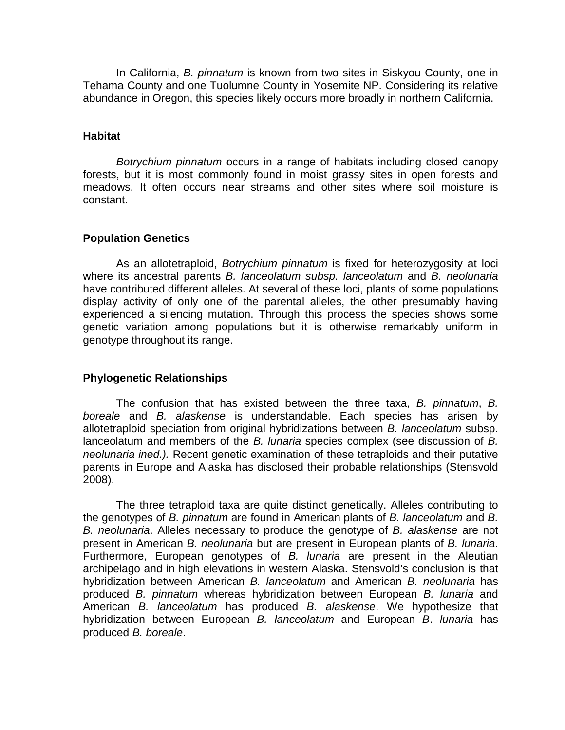In California, *B. pinnatum* is known from two sites in Siskyou County, one in Tehama County and one Tuolumne County in Yosemite NP. Considering its relative abundance in Oregon, this species likely occurs more broadly in northern California.

### Habitat

*Botrychium pinnatum* occurs in a range of habitats including closed canopy forests, but it is most commonly found in moist grassy sites in open forests and meadows. It often occurs near streams and other sites where soil moisture is constant.

### Population Genetics

As an allotetraploid, *Botrychium pinnatum* is fixed for heterozygosity at loci where its ancestral parents *B. lanceolatum subsp. lanceolatum* and *B. neolunaria* have contributed different alleles. At several of these loci, plants of some populations display activity of only one of the parental alleles, the other presumably having experienced a silencing mutation. Through this process the species shows some genetic variation among populations but it is otherwise remarkably uniform in genotype throughout its range.

### Phylogenetic Relationships

The confusion that has existed between the three taxa, *B. pinnatum*, *B. boreale* and *B. alaskense* is understandable. Each species has arisen by allotetraploid speciation from original hybridizations between *B. lanceolatum* subsp. lanceolatum and members of the *B. lunaria* species complex (see discussion of *B. neolunaria ined.).* Recent genetic examination of these tetraploids and their putative parents in Europe and Alaska has disclosed their probable relationships (Stensvold 2008).

The three tetraploid taxa are quite distinct genetically. Alleles contributing to the genotypes of *B. pinnatum* are found in American plants of *B. lanceolatum* and *B. B. neolunaria*. Alleles necessary to produce the genotype of *B. alaskense* are not present in American *B. neolunaria* but are present in European plants of *B. lunaria*. Furthermore, European genotypes of *B. lunaria* are present in the Aleutian archipelago and in high elevations in western Alaska. Stensvold's conclusion is that hybridization between American *B. lanceolatum* and American *B. neolunaria* has produced *B. pinnatum* whereas hybridization between European *B. lunaria* and American *B. lanceolatum* has produced *B. alaskense*. We hypothesize that hybridization between European *B. lanceolatum* and European *B*. *lunaria* has produced *B. boreale*.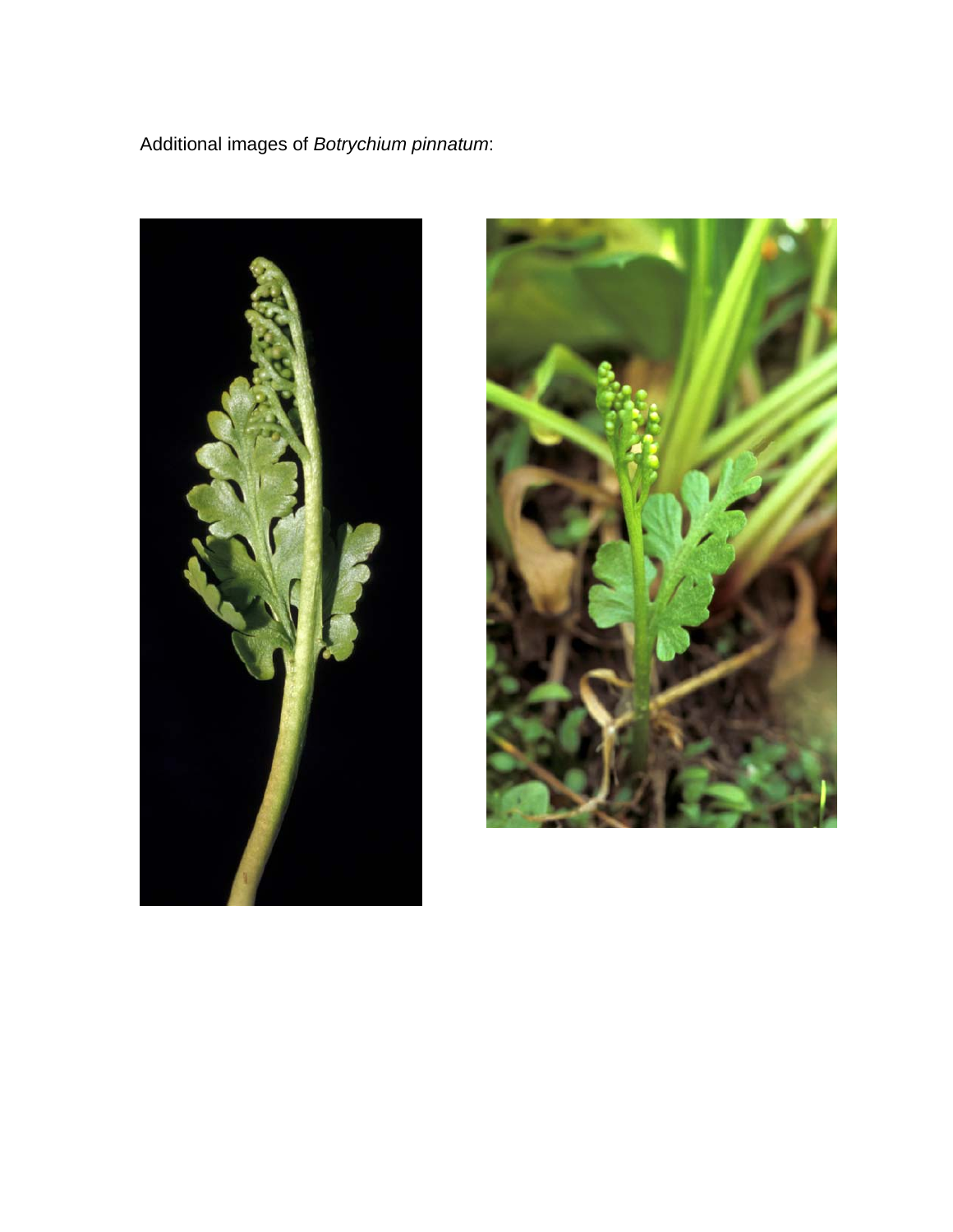Additional images of *Botrychium pinnatum*: